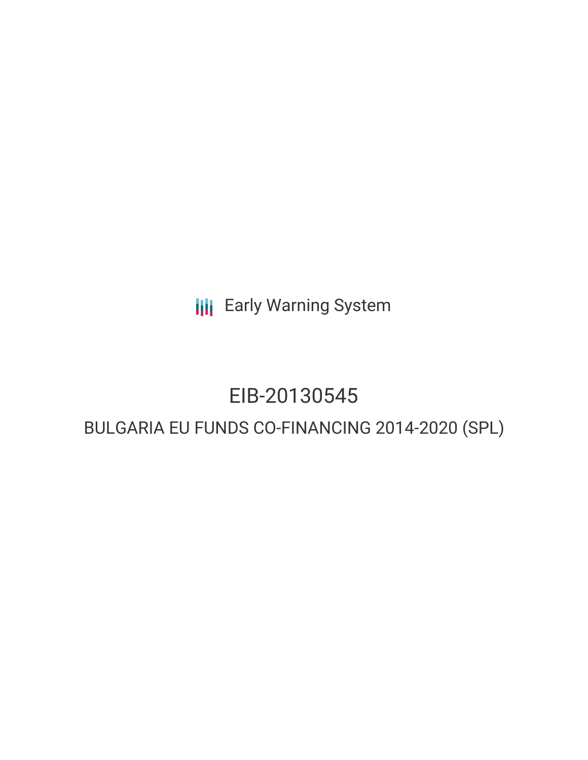Early Warning System

# EIB-20130545

## BULGARIA EU FUNDS CO-FINANCING 2014-2020 (SPL)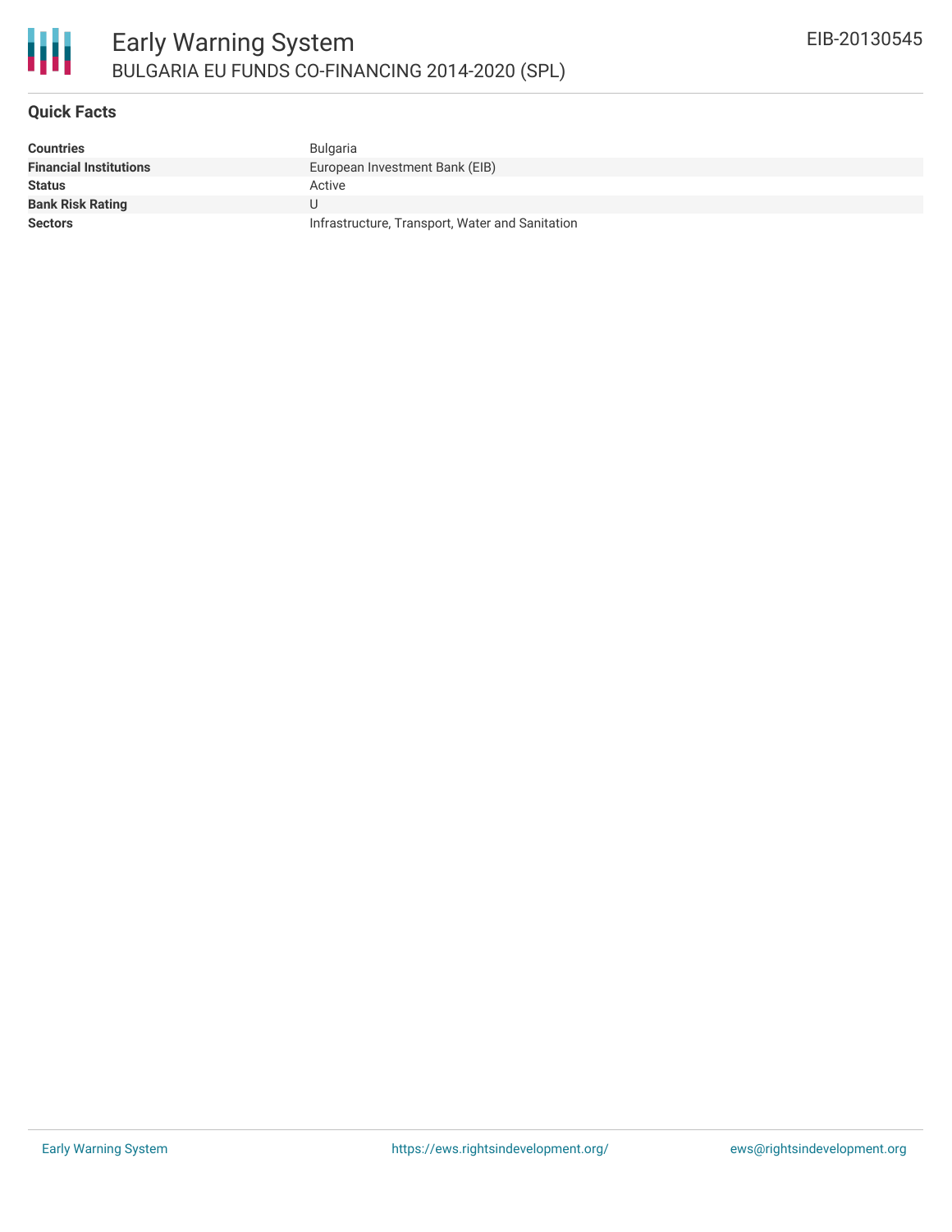# Early Warning System

## BULGARIA EU FUNDS CO-FINANCING 2014-2020 (SPL)

EIB-20130545

### Quick Facts

| | |
|---|---|
| **Countries** | Bulgaria |
| **Financial Institutions** | European Investment Bank (EIB) |
| **Status** | Active |
| **Bank Risk Rating** | U |
| **Sectors** | Infrastructure, Transport, Water and Sanitation |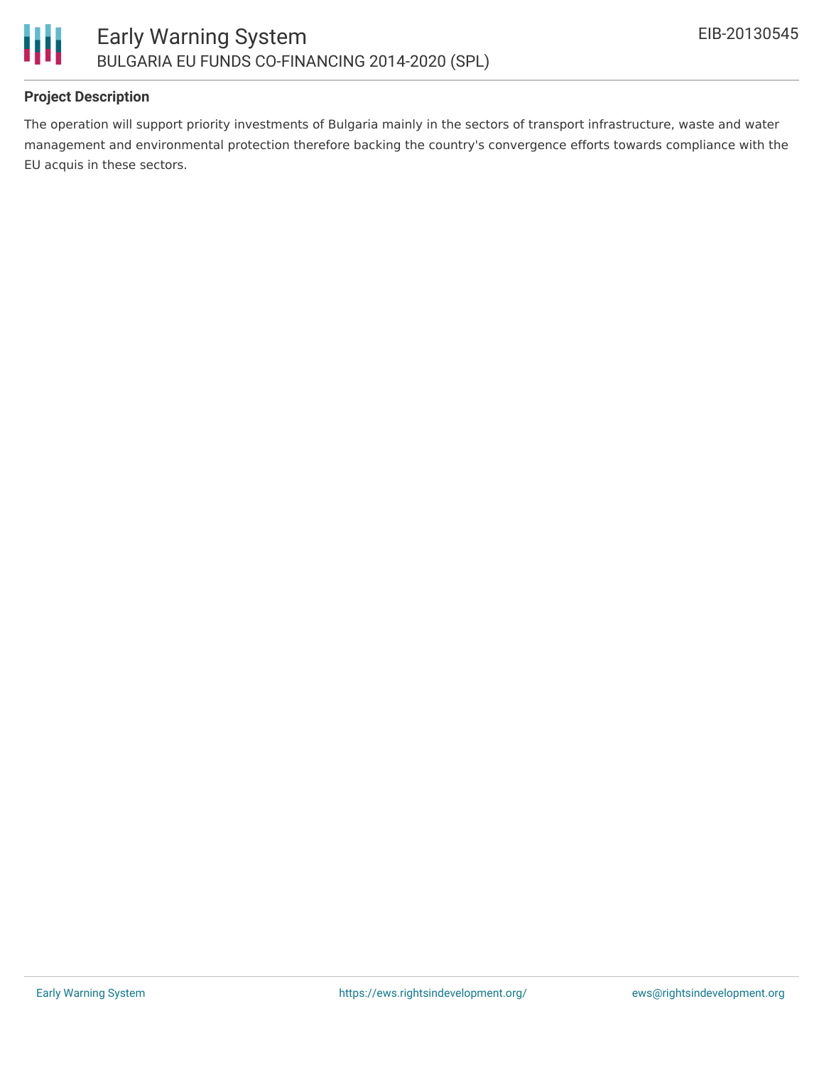### Project Description

The operation will support priority investments of Bulgaria mainly in the sectors of transport infrastructure, waste and water management and environmental protection therefore backing the country's convergence efforts towards compliance with the EU acquis in these sectors.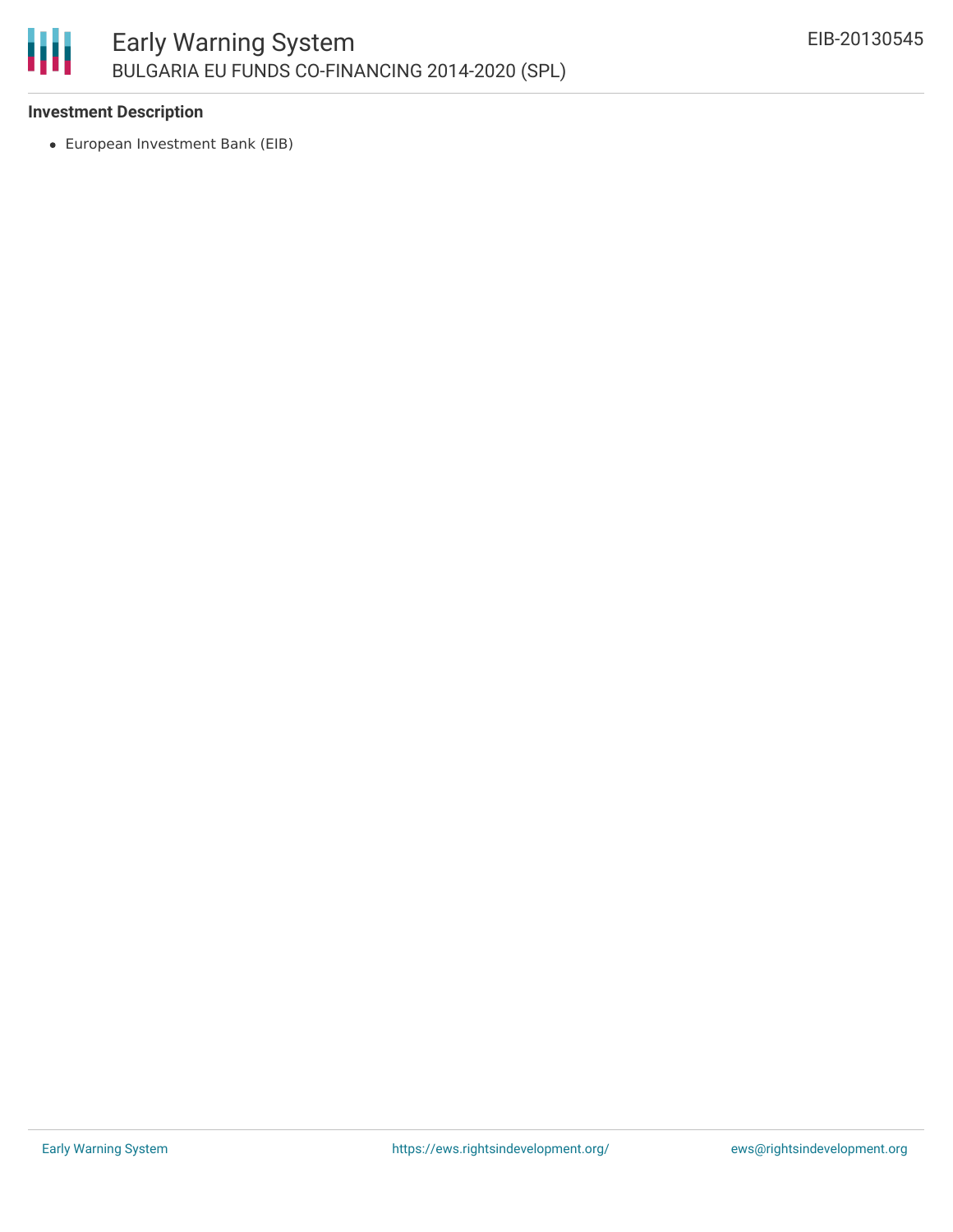**Investment Description**

- European Investment Bank (EIB)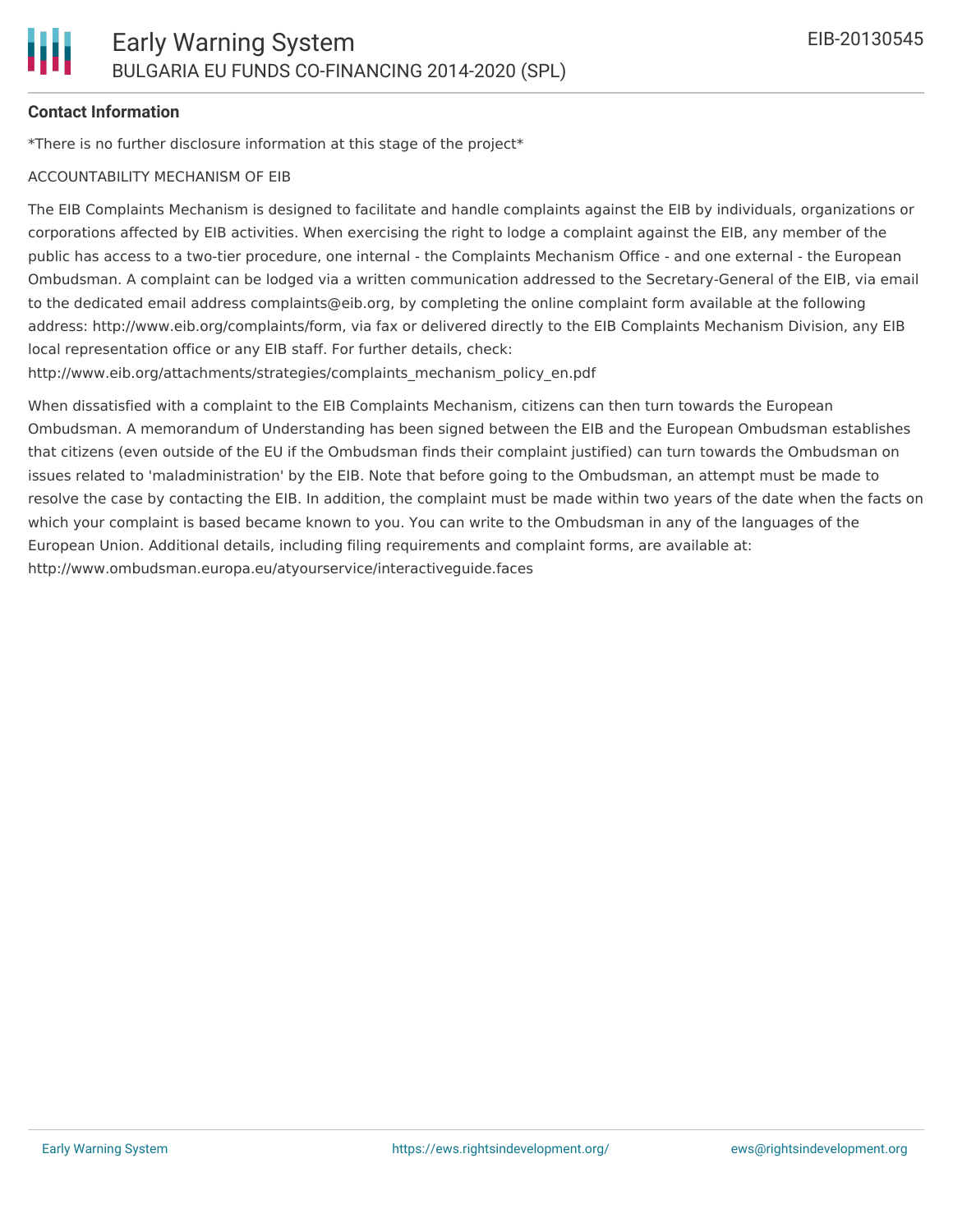**Contact Information**

*There is no further disclosure information at this stage of the project*

ACCOUNTABILITY MECHANISM OF EIB

The EIB Complaints Mechanism is designed to facilitate and handle complaints against the EIB by individuals, organizations or corporations affected by EIB activities. When exercising the right to lodge a complaint against the EIB, any member of the public has access to a two-tier procedure, one internal - the Complaints Mechanism Office - and one external - the European Ombudsman. A complaint can be lodged via a written communication addressed to the Secretary-General of the EIB, via email to the dedicated email address complaints@eib.org, by completing the online complaint form available at the following address: http://www.eib.org/complaints/form, via fax or delivered directly to the EIB Complaints Mechanism Division, any EIB local representation office or any EIB staff. For further details, check: http://www.eib.org/attachments/strategies/complaints_mechanism_policy_en.pdf

When dissatisfied with a complaint to the EIB Complaints Mechanism, citizens can then turn towards the European Ombudsman. A memorandum of Understanding has been signed between the EIB and the European Ombudsman establishes that citizens (even outside of the EU if the Ombudsman finds their complaint justified) can turn towards the Ombudsman on issues related to 'maladministration' by the EIB. Note that before going to the Ombudsman, an attempt must be made to resolve the case by contacting the EIB. In addition, the complaint must be made within two years of the date when the facts on which your complaint is based became known to you. You can write to the Ombudsman in any of the languages of the European Union. Additional details, including filing requirements and complaint forms, are available at: http://www.ombudsman.europa.eu/atyourservice/interactiveguide.faces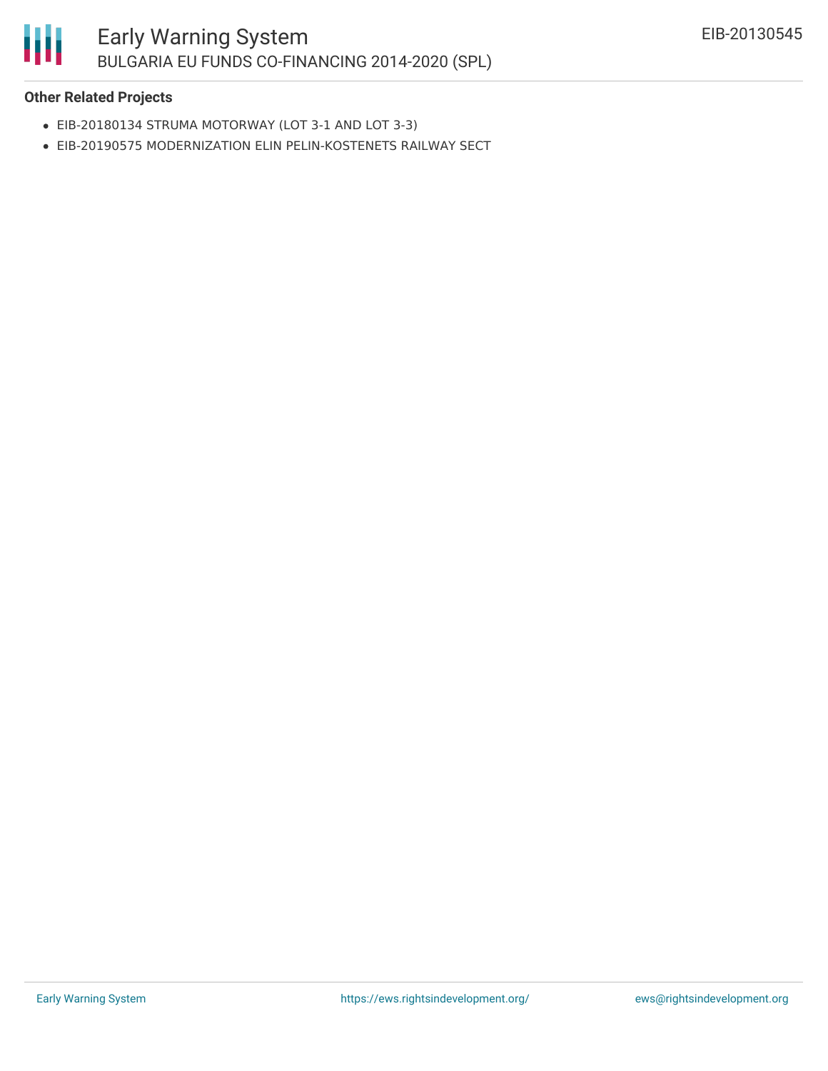**Other Related Projects**

- EIB-20180134 STRUMA MOTORWAY (LOT 3-1 AND LOT 3-3)
- EIB-20190575 MODERNIZATION ELIN PELIN-KOSTENETS RAILWAY SECT